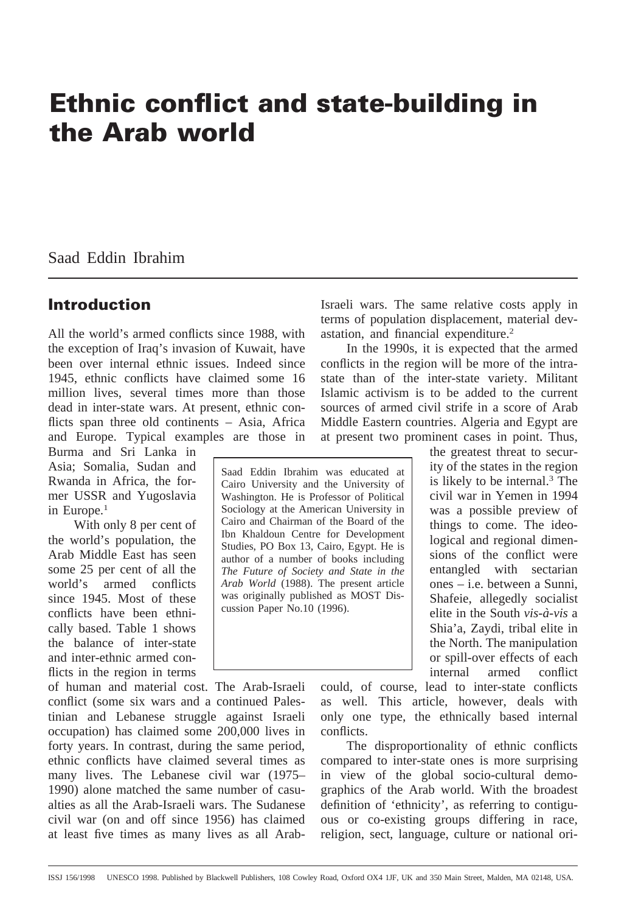# Ethnic conflict and state-building in the Arab world

Saad Eddin Ibrahim

## Introduction

All the world's armed conflicts since 1988, with the exception of Iraq's invasion of Kuwait, have been over internal ethnic issues. Indeed since 1945, ethnic conflicts have claimed some 16 million lives, several times more than those dead in inter-state wars. At present, ethnic conflicts span three old continents – Asia, Africa and Europe. Typical examples are those in Burma and Sri Lanka in Asia; Somalia, Sudan and Rwanda in Africa, the former USSR and Yugoslavia in Europe.[1]

With only 8 per cent of the world's population, the Arab Middle East has seen some 25 per cent of all the world's armed conflicts since 1945. Most of these conflicts have been ethnically based. Table 1 shows the balance of inter-state and inter-ethnic armed conflicts in the region in terms of human and material cost. The Arab-Israeli conflict (some six wars and a continued Palestinian and Lebanese struggle against Israeli occupation) has claimed some 200,000 lives in forty years. In contrast, during the same period, ethnic conflicts have claimed several times as many lives. The Lebanese civil war (1975–1990) alone matched the same number of casualties as all the Arab-Israeli wars. The Sudanese civil war (on and off since 1956) has claimed at least five times as many lives as all Arab-Israeli wars. The same relative costs apply in terms of population displacement, material devastation, and financial expenditure.[2]

In the 1990s, it is expected that the armed conflicts in the region will be more of the intra-state than of the inter-state variety. Militant Islamic activism is to be added to the current sources of armed civil strife in a score of Arab Middle Eastern countries. Algeria and Egypt are at present two prominent cases in point. Thus, the greatest threat to security of the states in the region is likely to be internal.[3] The civil war in Yemen in 1994 was a possible preview of things to come. The ideological and regional dimensions of the conflict were entangled with sectarian ones – i.e. between a Sunni, Shafeie, allegedly socialist elite in the South *vis-à-vis* a Shia'a, Zaydi, tribal elite in the North. The manipulation or spill-over effects of each internal armed conflict could, of course, lead to inter-state conflicts as well. This article, however, deals with only one type, the ethnically based internal conflicts.

The disproportionality of ethnic conflicts compared to inter-state ones is more surprising in view of the global socio-cultural demographics of the Arab world. With the broadest definition of 'ethnicity', as referring to contiguous or co-existing groups differing in race, religion, sect, language, culture or national ori-

Saad Eddin Ibrahim was educated at Cairo University and the University of Washington. He is Professor of Political Sociology at the American University in Cairo and Chairman of the Board of the Ibn Khaldoun Centre for Development Studies, PO Box 13, Cairo, Egypt. He is author of a number of books including *The Future of Society and State in the Arab World* (1988). The present article was originally published as MOST Discussion Paper No.10 (1996).

ISSJ 156/1998 UNESCO 1998. Published by Blackwell Publishers, 108 Cowley Road, Oxford OX4 1JF, UK and 350 Main Street, Malden, MA 02148, USA.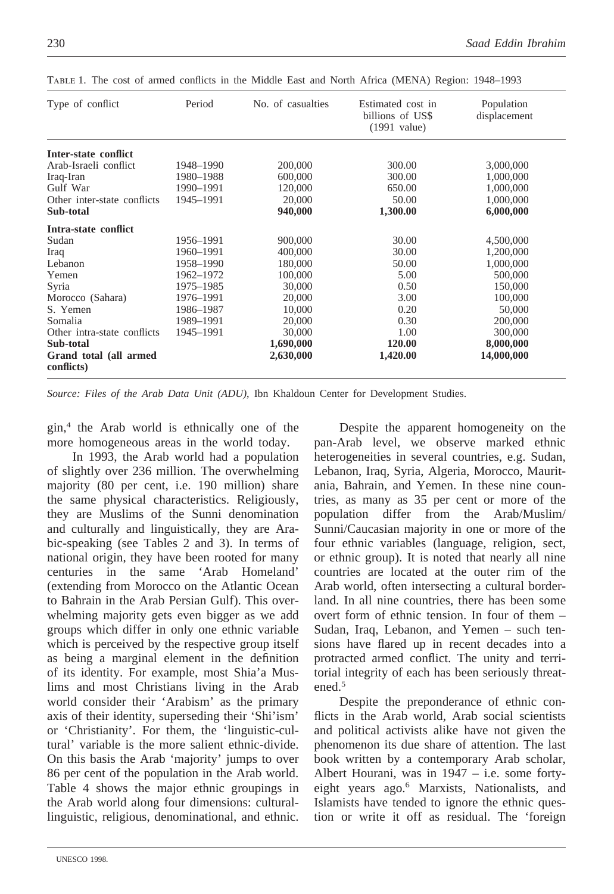TABLE 1. The cost of armed conflicts in the Middle East and North Africa (MENA) Region: 1948–1993

| Type of conflict | Period | No. of casualties | Estimated cost in billions of US$ (1991 value) | Population displacement |
|---|---|---|---|---|
| **Inter-state conflict** | | | | |
| Arab-Israeli conflict | 1948–1990 | 200,000 | 300.00 | 3,000,000 |
| Iraq-Iran | 1980–1988 | 600,000 | 300.00 | 1,000,000 |
| Gulf War | 1990–1991 | 120,000 | 650.00 | 1,000,000 |
| Other inter-state conflicts | 1945–1991 | 20,000 | 50.00 | 1,000,000 |
| **Sub-total** | | **940,000** | **1,300.00** | **6,000,000** |
| **Intra-state conflict** | | | | |
| Sudan | 1956–1991 | 900,000 | 30.00 | 4,500,000 |
| Iraq | 1960–1991 | 400,000 | 30.00 | 1,200,000 |
| Lebanon | 1958–1990 | 180,000 | 50.00 | 1,000,000 |
| Yemen | 1962–1972 | 100,000 | 5.00 | 500,000 |
| Syria | 1975–1985 | 30,000 | 0.50 | 150,000 |
| Morocco (Sahara) | 1976–1991 | 20,000 | 3.00 | 100,000 |
| S. Yemen | 1986–1987 | 10,000 | 0.20 | 50,000 |
| Somalia | 1989–1991 | 20,000 | 0.30 | 200,000 |
| Other intra-state conflicts | 1945–1991 | 30,000 | 1.00 | 300,000 |
| **Sub-total** | | **1,690,000** | **120.00** | **8,000,000** |
| **Grand total (all armed conflicts)** | | **2,630,000** | **1,420.00** | **14,000,000** |

*Source: Files of the Arab Data Unit (ADU)*, Ibn Khaldoun Center for Development Studies.

gin,[4] the Arab world is ethnically one of the more homogeneous areas in the world today.

In 1993, the Arab world had a population of slightly over 236 million. The overwhelming majority (80 per cent, i.e. 190 million) share the same physical characteristics. Religiously, they are Muslims of the Sunni denomination and culturally and linguistically, they are Arabic-speaking (see Tables 2 and 3). In terms of national origin, they have been rooted for many centuries in the same 'Arab Homeland' (extending from Morocco on the Atlantic Ocean to Bahrain in the Arab Persian Gulf). This overwhelming majority gets even bigger as we add groups which differ in only one ethnic variable which is perceived by the respective group itself as being a marginal element in the definition of its identity. For example, most Shia'a Muslims and most Christians living in the Arab world consider their 'Arabism' as the primary axis of their identity, superseding their 'Shi'ism' or 'Christianity'. For them, the 'linguistic-cultural' variable is the more salient ethnic-divide. On this basis the Arab 'majority' jumps to over 86 per cent of the population in the Arab world. Table 4 shows the major ethnic groupings in the Arab world along four dimensions: cultural-linguistic, religious, denominational, and ethnic.

Despite the apparent homogeneity on the pan-Arab level, we observe marked ethnic heterogeneities in several countries, e.g. Sudan, Lebanon, Iraq, Syria, Algeria, Morocco, Mauritania, Bahrain, and Yemen. In these nine countries, as many as 35 per cent or more of the population differ from the Arab/Muslim/Sunni/Caucasian majority in one or more of the four ethnic variables (language, religion, sect, or ethnic group). It is noted that nearly all nine countries are located at the outer rim of the Arab world, often intersecting a cultural borderland. In all nine countries, there has been some overt form of ethnic tension. In four of them – Sudan, Iraq, Lebanon, and Yemen – such tensions have flared up in recent decades into a protracted armed conflict. The unity and territorial integrity of each has been seriously threatened.[5]

Despite the preponderance of ethnic conflicts in the Arab world, Arab social scientists and political activists alike have not given the phenomenon its due share of attention. The last book written by a contemporary Arab scholar, Albert Hourani, was in 1947 – i.e. some forty-eight years ago.[6] Marxists, Nationalists, and Islamists have tended to ignore the ethnic question or write it off as residual. The 'foreign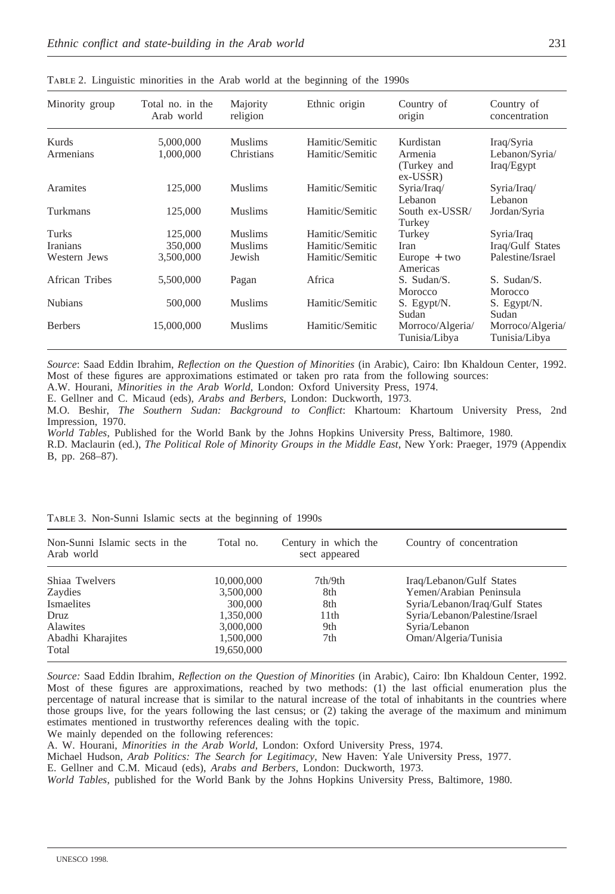Table 2. Linguistic minorities in the Arab world at the beginning of the 1990s

| Minority group | Total no. in the Arab world | Majority religion | Ethnic origin | Country of origin | Country of concentration |
|---|---|---|---|---|---|
| Kurds | 5,000,000 | Muslims | Hamitic/Semitic | Kurdistan | Iraq/Syria |
| Armenians | 1,000,000 | Christians | Hamitic/Semitic | Armenia (Turkey and ex-USSR) | Lebanon/Syria/ Iraq/Egypt |
| Aramites | 125,000 | Muslims | Hamitic/Semitic | Syria/Iraq/ Lebanon | Syria/Iraq/ Lebanon |
| Turkmans | 125,000 | Muslims | Hamitic/Semitic | South ex-USSR/ Turkey | Jordan/Syria |
| Turks | 125,000 | Muslims | Hamitic/Semitic | Turkey | Syria/Iraq |
| Iranians | 350,000 | Muslims | Hamitic/Semitic | Iran | Iraq/Gulf States |
| Western Jews | 3,500,000 | Jewish | Hamitic/Semitic | Europe + two Americas | Palestine/Israel |
| African Tribes | 5,500,000 | Pagan | Africa | S. Sudan/S. Morocco | S. Sudan/S. Morocco |
| Nubians | 500,000 | Muslims | Hamitic/Semitic | S. Egypt/N. Sudan | S. Egypt/N. Sudan |
| Berbers | 15,000,000 | Muslims | Hamitic/Semitic | Morroco/Algeria/ Tunisia/Libya | Morroco/Algeria/ Tunisia/Libya |

*Source*: Saad Eddin Ibrahim, *Reflection on the Question of Minorities* (in Arabic), Cairo: Ibn Khaldoun Center, 1992. Most of these figures are approximations estimated or taken pro rata from the following sources:
A.W. Hourani, *Minorities in the Arab World*, London: Oxford University Press, 1974.
E. Gellner and C. Micaud (eds), *Arabs and Berbers*, London: Duckworth, 1973.
M.O. Beshir, *The Southern Sudan: Background to Conflict*: Khartoum: Khartoum University Press, 2nd Impression, 1970.
*World Tables*, Published for the World Bank by the Johns Hopkins University Press, Baltimore, 1980.
R.D. Maclaurin (ed.), *The Political Role of Minority Groups in the Middle East*, New York: Praeger, 1979 (Appendix B, pp. 268–87).

Table 3. Non-Sunni Islamic sects at the beginning of 1990s

| Non-Sunni Islamic sects in the Arab world | Total no. | Century in which the sect appeared | Country of concentration |
|---|---|---|---|
| Shiaa Twelvers | 10,000,000 | 7th/9th | Iraq/Lebanon/Gulf States |
| Zaydies | 3,500,000 | 8th | Yemen/Arabian Peninsula |
| Ismaelites | 300,000 | 8th | Syria/Lebanon/Iraq/Gulf States |
| Druz | 1,350,000 | 11th | Syria/Lebanon/Palestine/Israel |
| Alawites | 3,000,000 | 9th | Syria/Lebanon |
| Abadhi Kharajites | 1,500,000 | 7th | Oman/Algeria/Tunisia |
| Total | 19,650,000 | | |

*Source:* Saad Eddin Ibrahim, *Reflection on the Question of Minorities* (in Arabic), Cairo: Ibn Khaldoun Center, 1992. Most of these figures are approximations, reached by two methods: (1) the last official enumeration plus the percentage of natural increase that is similar to the natural increase of the total of inhabitants in the countries where those groups live, for the years following the last census; or (2) taking the average of the maximum and minimum estimates mentioned in trustworthy references dealing with the topic.
We mainly depended on the following references:
A. W. Hourani, *Minorities in the Arab World*, London: Oxford University Press, 1974.
Michael Hudson, *Arab Politics: The Search for Legitimacy*, New Haven: Yale University Press, 1977.
E. Gellner and C.M. Micaud (eds), *Arabs and Berbers*, London: Duckworth, 1973.
*World Tables*, published for the World Bank by the Johns Hopkins University Press, Baltimore, 1980.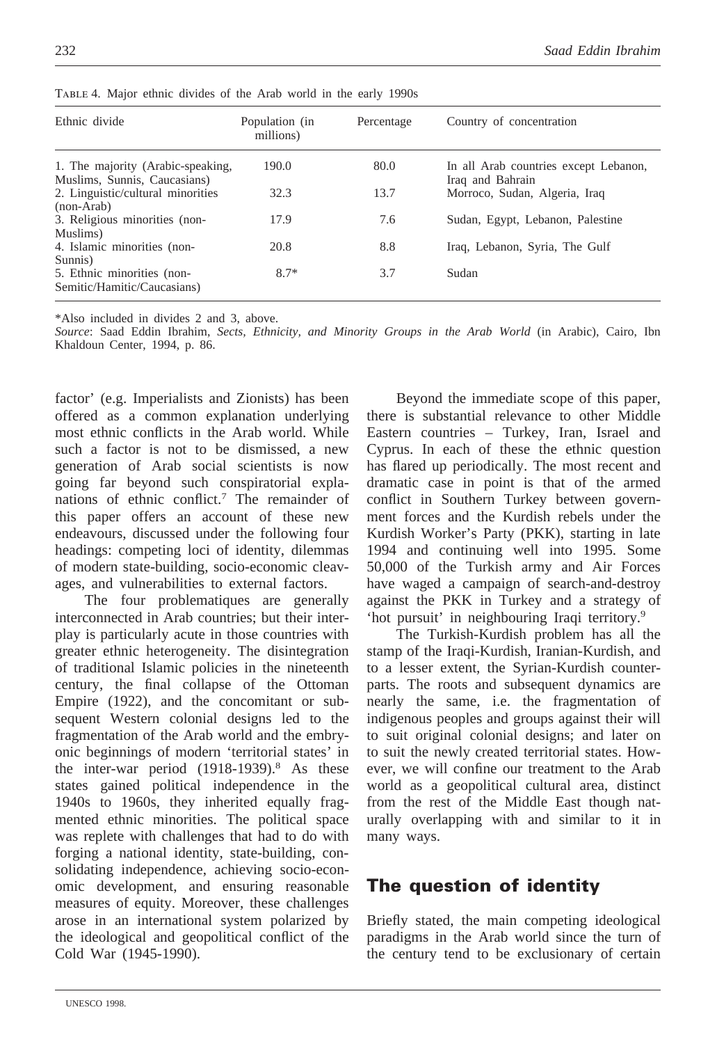TABLE 4. Major ethnic divides of the Arab world in the early 1990s

| Ethnic divide | Population (in millions) | Percentage | Country of concentration |
|---|---|---|---|
| 1. The majority (Arabic-speaking, Muslims, Sunnis, Caucasians) | 190.0 | 80.0 | In all Arab countries except Lebanon, Iraq and Bahrain |
| 2. Linguistic/cultural minorities (non-Arab) | 32.3 | 13.7 | Morroco, Sudan, Algeria, Iraq |
| 3. Religious minorities (non-Muslims) | 17.9 | 7.6 | Sudan, Egypt, Lebanon, Palestine |
| 4. Islamic minorities (non-Sunnis) | 20.8 | 8.8 | Iraq, Lebanon, Syria, The Gulf |
| 5. Ethnic minorities (non-Semitic/Hamitic/Caucasians) | 8.7* | 3.7 | Sudan |

*Also included in divides 2 and 3, above.

*Source*: Saad Eddin Ibrahim, *Sects, Ethnicity, and Minority Groups in the Arab World* (in Arabic), Cairo, Ibn Khaldoun Center, 1994, p. 86.

factor' (e.g. Imperialists and Zionists) has been offered as a common explanation underlying most ethnic conflicts in the Arab world. While such a factor is not to be dismissed, a new generation of Arab social scientists is now going far beyond such conspiratorial explanations of ethnic conflict.[7] The remainder of this paper offers an account of these new endeavours, discussed under the following four headings: competing loci of identity, dilemmas of modern state-building, socio-economic cleavages, and vulnerabilities to external factors.

The four problematiques are generally interconnected in Arab countries; but their interplay is particularly acute in those countries with greater ethnic heterogeneity. The disintegration of traditional Islamic policies in the nineteenth century, the final collapse of the Ottoman Empire (1922), and the concomitant or subsequent Western colonial designs led to the fragmentation of the Arab world and the embryonic beginnings of modern 'territorial states' in the inter-war period (1918-1939).[8] As these states gained political independence in the 1940s to 1960s, they inherited equally fragmented ethnic minorities. The political space was replete with challenges that had to do with forging a national identity, state-building, consolidating independence, achieving socio-economic development, and ensuring reasonable measures of equity. Moreover, these challenges arose in an international system polarized by the ideological and geopolitical conflict of the Cold War (1945-1990).

Beyond the immediate scope of this paper, there is substantial relevance to other Middle Eastern countries – Turkey, Iran, Israel and Cyprus. In each of these the ethnic question has flared up periodically. The most recent and dramatic case in point is that of the armed conflict in Southern Turkey between government forces and the Kurdish rebels under the Kurdish Worker's Party (PKK), starting in late 1994 and continuing well into 1995. Some 50,000 of the Turkish army and Air Forces have waged a campaign of search-and-destroy against the PKK in Turkey and a strategy of 'hot pursuit' in neighbouring Iraqi territory.[9]

The Turkish-Kurdish problem has all the stamp of the Iraqi-Kurdish, Iranian-Kurdish, and to a lesser extent, the Syrian-Kurdish counterparts. The roots and subsequent dynamics are nearly the same, i.e. the fragmentation of indigenous peoples and groups against their will to suit original colonial designs; and later on to suit the newly created territorial states. However, we will confine our treatment to the Arab world as a geopolitical cultural area, distinct from the rest of the Middle East though naturally overlapping with and similar to it in many ways.

## The question of identity

Briefly stated, the main competing ideological paradigms in the Arab world since the turn of the century tend to be exclusionary of certain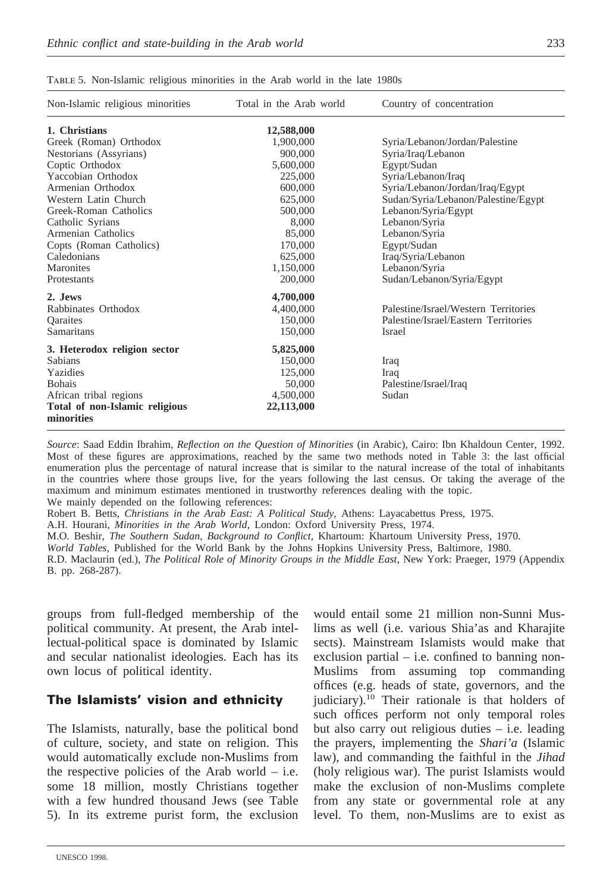TABLE 5. Non-Islamic religious minorities in the Arab world in the late 1980s

| Non-Islamic religious minorities | Total in the Arab world | Country of concentration |
|---|---|---|
| **1. Christians** | **12,588,000** | |
| Greek (Roman) Orthodox | 1,900,000 | Syria/Lebanon/Jordan/Palestine |
| Nestorians (Assyrians) | 900,000 | Syria/Iraq/Lebanon |
| Coptic Orthodox | 5,600,000 | Egypt/Sudan |
| Yaccobian Orthodox | 225,000 | Syria/Lebanon/Iraq |
| Armenian Orthodox | 600,000 | Syria/Lebanon/Jordan/Iraq/Egypt |
| Western Latin Church | 625,000 | Sudan/Syria/Lebanon/Palestine/Egypt |
| Greek-Roman Catholics | 500,000 | Lebanon/Syria/Egypt |
| Catholic Syrians | 8,000 | Lebanon/Syria |
| Armenian Catholics | 85,000 | Lebanon/Syria |
| Copts (Roman Catholics) | 170,000 | Egypt/Sudan |
| Caledonians | 625,000 | Iraq/Syria/Lebanon |
| Maronites | 1,150,000 | Lebanon/Syria |
| Protestants | 200,000 | Sudan/Lebanon/Syria/Egypt |
| **2. Jews** | **4,700,000** | |
| Rabbinates Orthodox | 4,400,000 | Palestine/Israel/Western Territories |
| Qaraites | 150,000 | Palestine/Israel/Eastern Territories |
| Samaritans | 150,000 | Israel |
| **3. Heterodox religion sector** | **5,825,000** | |
| Sabians | 150,000 | Iraq |
| Yazidies | 125,000 | Iraq |
| Bohais | 50,000 | Palestine/Israel/Iraq |
| African tribal regions | 4,500,000 | Sudan |
| **Total of non-Islamic religious minorities** | **22,113,000** | |

*Source*: Saad Eddin Ibrahim, *Reflection on the Question of Minorities* (in Arabic), Cairo: Ibn Khaldoun Center, 1992. Most of these figures are approximations, reached by the same two methods noted in Table 3: the last official enumeration plus the percentage of natural increase that is similar to the natural increase of the total of inhabitants in the countries where those groups live, for the years following the last census. Or taking the average of the maximum and minimum estimates mentioned in trustworthy references dealing with the topic.
We mainly depended on the following references:
Robert B. Betts, *Christians in the Arab East: A Political Study*, Athens: Layacabettus Press, 1975.
A.H. Hourani, *Minorities in the Arab World*, London: Oxford University Press, 1974.
M.O. Beshir, *The Southern Sudan, Background to Conflict*, Khartoum: Khartoum University Press, 1970.
*World Tables*, Published for the World Bank by the Johns Hopkins University Press, Baltimore, 1980.
R.D. Maclaurin (ed.), *The Political Role of Minority Groups in the Middle East*, New York: Praeger, 1979 (Appendix B. pp. 268-287).

groups from full-fledged membership of the political community. At present, the Arab intellectual-political space is dominated by Islamic and secular nationalist ideologies. Each has its own locus of political identity.

## The Islamists' vision and ethnicity

The Islamists, naturally, base the political bond of culture, society, and state on religion. This would automatically exclude non-Muslims from the respective policies of the Arab world – i.e. some 18 million, mostly Christians together with a few hundred thousand Jews (see Table 5). In its extreme purist form, the exclusion would entail some 21 million non-Sunni Muslims as well (i.e. various Shia'as and Kharajite sects). Mainstream Islamists would make that exclusion partial – i.e. confined to banning non-Muslims from assuming top commanding offices (e.g. heads of state, governors, and the judiciary).[10] Their rationale is that holders of such offices perform not only temporal roles but also carry out religious duties – i.e. leading the prayers, implementing the *Shari'a* (Islamic law), and commanding the faithful in the *Jihad* (holy religious war). The purist Islamists would make the exclusion of non-Muslims complete from any state or governmental role at any level. To them, non-Muslims are to exist as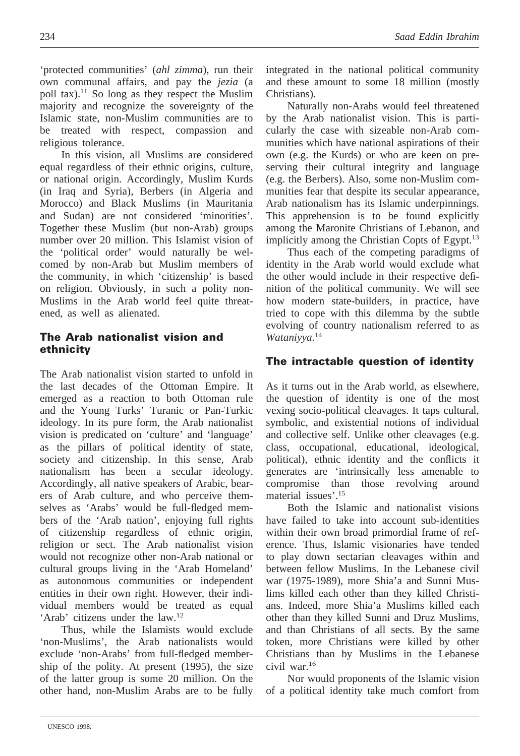'protected communities' (*ahl zimma*), run their own communal affairs, and pay the *jezia* (a poll tax).[11] So long as they respect the Muslim majority and recognize the sovereignty of the Islamic state, non-Muslim communities are to be treated with respect, compassion and religious tolerance.

In this vision, all Muslims are considered equal regardless of their ethnic origins, culture, or national origin. Accordingly, Muslim Kurds (in Iraq and Syria), Berbers (in Algeria and Morocco) and Black Muslims (in Mauritania and Sudan) are not considered 'minorities'. Together these Muslim (but non-Arab) groups number over 20 million. This Islamist vision of the 'political order' would naturally be welcomed by non-Arab but Muslim members of the community, in which 'citizenship' is based on religion. Obviously, in such a polity non-Muslims in the Arab world feel quite threatened, as well as alienated.

## The Arab nationalist vision and ethnicity

The Arab nationalist vision started to unfold in the last decades of the Ottoman Empire. It emerged as a reaction to both Ottoman rule and the Young Turks' Turanic or Pan-Turkic ideology. In its pure form, the Arab nationalist vision is predicated on 'culture' and 'language' as the pillars of political identity of state, society and citizenship. In this sense, Arab nationalism has been a secular ideology. Accordingly, all native speakers of Arabic, bearers of Arab culture, and who perceive themselves as 'Arabs' would be full-fledged members of the 'Arab nation', enjoying full rights of citizenship regardless of ethnic origin, religion or sect. The Arab nationalist vision would not recognize other non-Arab national or cultural groups living in the 'Arab Homeland' as autonomous communities or independent entities in their own right. However, their individual members would be treated as equal 'Arab' citizens under the law.[12]

Thus, while the Islamists would exclude 'non-Muslims', the Arab nationalists would exclude 'non-Arabs' from full-fledged membership of the polity. At present (1995), the size of the latter group is some 20 million. On the other hand, non-Muslim Arabs are to be fully integrated in the national political community and these amount to some 18 million (mostly Christians).

Naturally non-Arabs would feel threatened by the Arab nationalist vision. This is particularly the case with sizeable non-Arab communities which have national aspirations of their own (e.g. the Kurds) or who are keen on preserving their cultural integrity and language (e.g. the Berbers). Also, some non-Muslim communities fear that despite its secular appearance, Arab nationalism has its Islamic underpinnings. This apprehension is to be found explicitly among the Maronite Christians of Lebanon, and implicitly among the Christian Copts of Egypt.[13]

Thus each of the competing paradigms of identity in the Arab world would exclude what the other would include in their respective definition of the political community. We will see how modern state-builders, in practice, have tried to cope with this dilemma by the subtle evolving of country nationalism referred to as *Wataniyya*.[14]

## The intractable question of identity

As it turns out in the Arab world, as elsewhere, the question of identity is one of the most vexing socio-political cleavages. It taps cultural, symbolic, and existential notions of individual and collective self. Unlike other cleavages (e.g. class, occupational, educational, ideological, political), ethnic identity and the conflicts it generates are 'intrinsically less amenable to compromise than those revolving around material issues'.[15]

Both the Islamic and nationalist visions have failed to take into account sub-identities within their own broad primordial frame of reference. Thus, Islamic visionaries have tended to play down sectarian cleavages within and between fellow Muslims. In the Lebanese civil war (1975-1989), more Shia'a and Sunni Muslims killed each other than they killed Christians. Indeed, more Shia'a Muslims killed each other than they killed Sunni and Druz Muslims, and than Christians of all sects. By the same token, more Christians were killed by other Christians than by Muslims in the Lebanese civil war.[16]

Nor would proponents of the Islamic vision of a political identity take much comfort from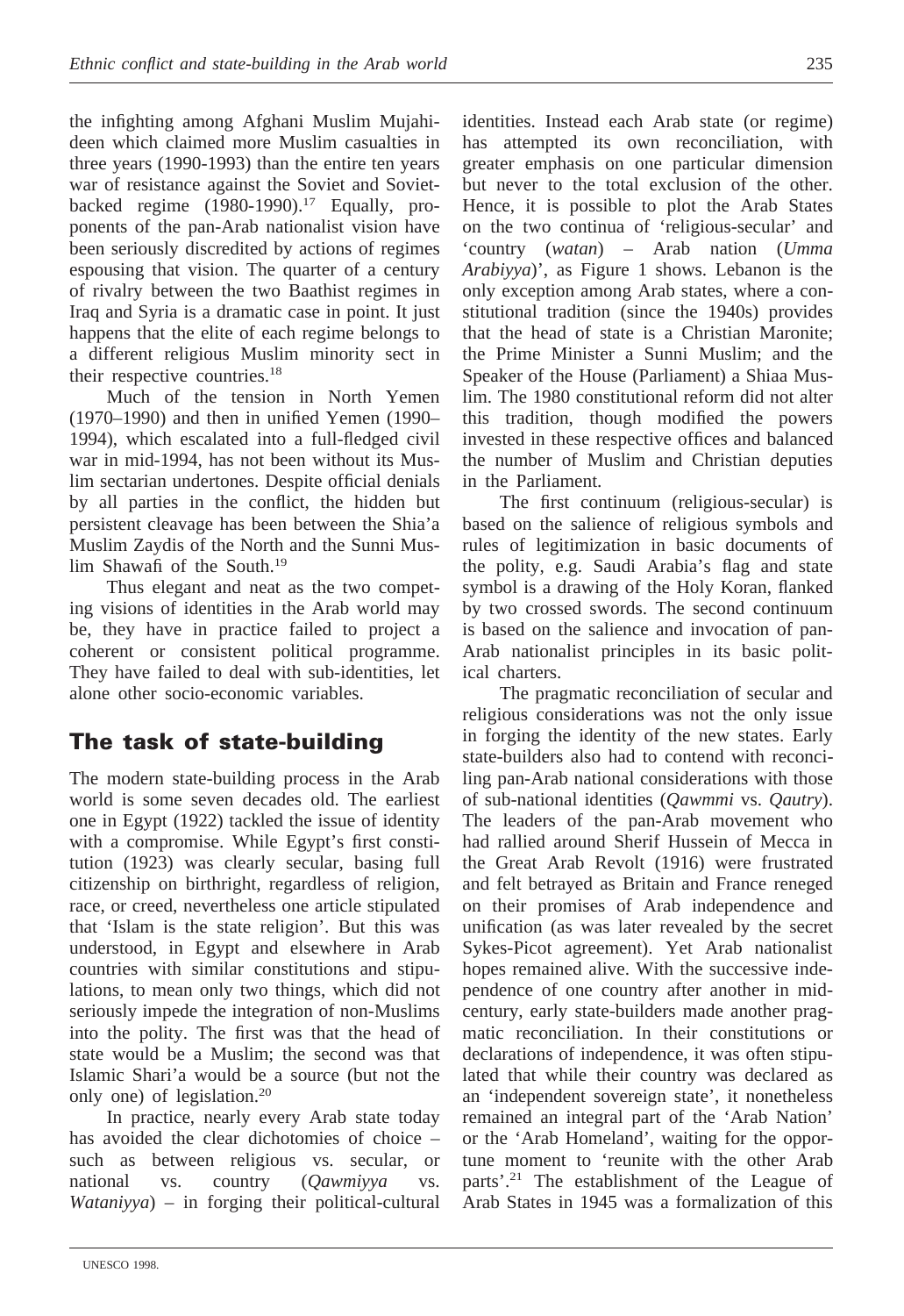the infighting among Afghani Muslim Mujahideen which claimed more Muslim casualties in three years (1990-1993) than the entire ten years war of resistance against the Soviet and Soviet-backed regime (1980-1990).[17] Equally, proponents of the pan-Arab nationalist vision have been seriously discredited by actions of regimes espousing that vision. The quarter of a century of rivalry between the two Baathist regimes in Iraq and Syria is a dramatic case in point. It just happens that the elite of each regime belongs to a different religious Muslim minority sect in their respective countries.[18]

Much of the tension in North Yemen (1970–1990) and then in unified Yemen (1990–1994), which escalated into a full-fledged civil war in mid-1994, has not been without its Muslim sectarian undertones. Despite official denials by all parties in the conflict, the hidden but persistent cleavage has been between the Shia'a Muslim Zaydis of the North and the Sunni Muslim Shawafi of the South.[19]

Thus elegant and neat as the two competing visions of identities in the Arab world may be, they have in practice failed to project a coherent or consistent political programme. They have failed to deal with sub-identities, let alone other socio-economic variables.

## The task of state-building

The modern state-building process in the Arab world is some seven decades old. The earliest one in Egypt (1922) tackled the issue of identity with a compromise. While Egypt's first constitution (1923) was clearly secular, basing full citizenship on birthright, regardless of religion, race, or creed, nevertheless one article stipulated that 'Islam is the state religion'. But this was understood, in Egypt and elsewhere in Arab countries with similar constitutions and stipulations, to mean only two things, which did not seriously impede the integration of non-Muslims into the polity. The first was that the head of state would be a Muslim; the second was that Islamic Shari'a would be a source (but not the only one) of legislation.[20]

In practice, nearly every Arab state today has avoided the clear dichotomies of choice – such as between religious vs. secular, or national vs. country (*Qawmiyya* vs. *Wataniyya*) – in forging their political-cultural identities. Instead each Arab state (or regime) has attempted its own reconciliation, with greater emphasis on one particular dimension but never to the total exclusion of the other. Hence, it is possible to plot the Arab States on the two continua of 'religious-secular' and 'country (*watan*) – Arab nation (*Umma Arabiyya*)', as Figure 1 shows. Lebanon is the only exception among Arab states, where a constitutional tradition (since the 1940s) provides that the head of state is a Christian Maronite; the Prime Minister a Sunni Muslim; and the Speaker of the House (Parliament) a Shiaa Muslim. The 1980 constitutional reform did not alter this tradition, though modified the powers invested in these respective offices and balanced the number of Muslim and Christian deputies in the Parliament.

The first continuum (religious-secular) is based on the salience of religious symbols and rules of legitimization in basic documents of the polity, e.g. Saudi Arabia's flag and state symbol is a drawing of the Holy Koran, flanked by two crossed swords. The second continuum is based on the salience and invocation of pan-Arab nationalist principles in its basic political charters.

The pragmatic reconciliation of secular and religious considerations was not the only issue in forging the identity of the new states. Early state-builders also had to contend with reconciling pan-Arab national considerations with those of sub-national identities (*Qawmmi* vs. *Qautry*). The leaders of the pan-Arab movement who had rallied around Sherif Hussein of Mecca in the Great Arab Revolt (1916) were frustrated and felt betrayed as Britain and France reneged on their promises of Arab independence and unification (as was later revealed by the secret Sykes-Picot agreement). Yet Arab nationalist hopes remained alive. With the successive independence of one country after another in mid-century, early state-builders made another pragmatic reconciliation. In their constitutions or declarations of independence, it was often stipulated that while their country was declared as an 'independent sovereign state', it nonetheless remained an integral part of the 'Arab Nation' or the 'Arab Homeland', waiting for the opportune moment to 'reunite with the other Arab parts'.[21] The establishment of the League of Arab States in 1945 was a formalization of this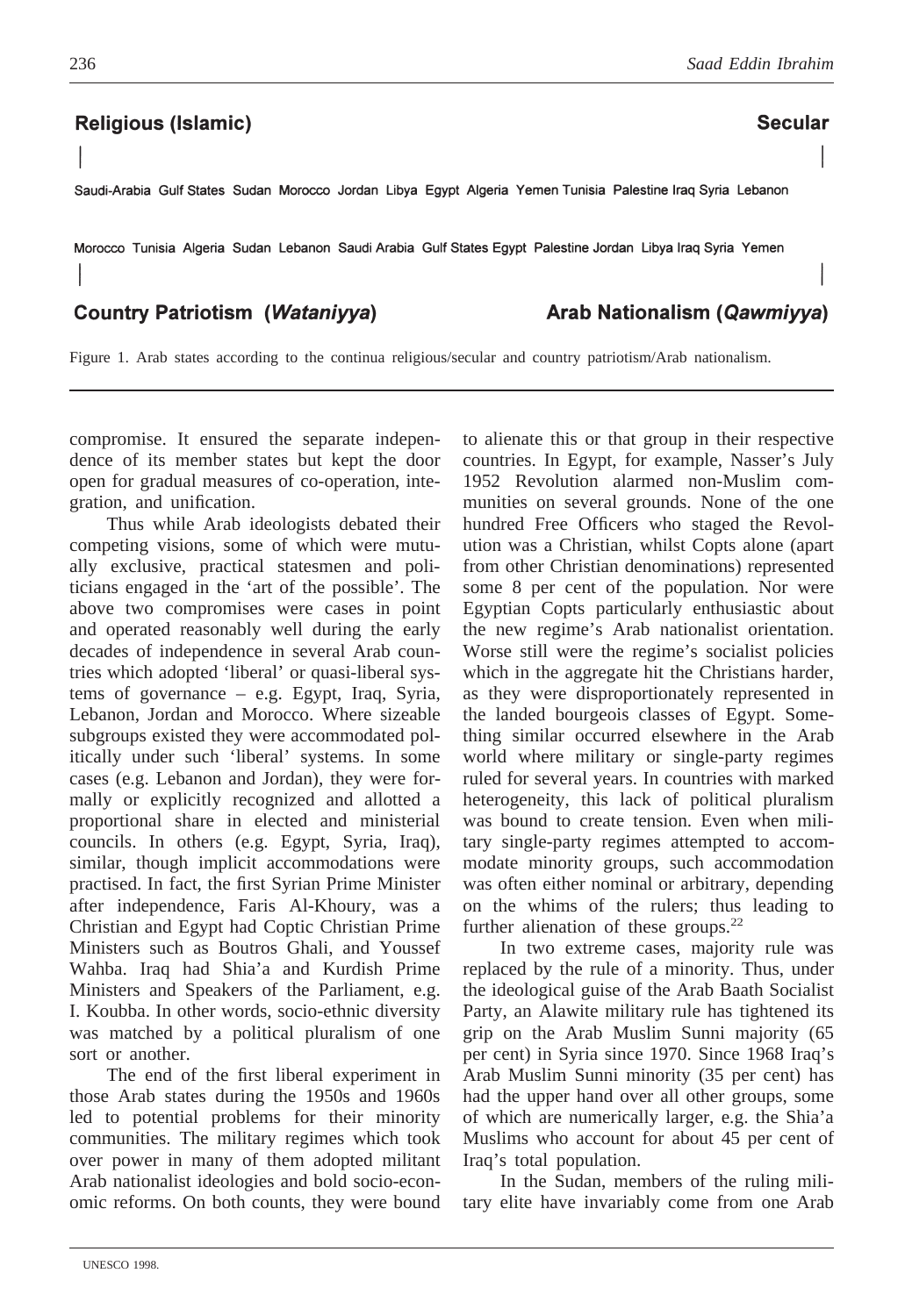**Religious (Islamic)** | **Secular**

Saudi-Arabia Gulf States Sudan Morocco Jordan Libya Egypt Algeria Yemen Tunisia Palestine Iraq Syria Lebanon

Morocco Tunisia Algeria Sudan Lebanon Saudi Arabia Gulf States Egypt Palestine Jordan Libya Iraq Syria Yemen

**Country Patriotism (*Wataniyya*)** | **Arab Nationalism (*Qawmiyya*)**

Figure 1. Arab states according to the continua religious/secular and country patriotism/Arab nationalism.

compromise. It ensured the separate independence of its member states but kept the door open for gradual measures of co-operation, integration, and unification.

Thus while Arab ideologists debated their competing visions, some of which were mutually exclusive, practical statesmen and politicians engaged in the 'art of the possible'. The above two compromises were cases in point and operated reasonably well during the early decades of independence in several Arab countries which adopted 'liberal' or quasi-liberal systems of governance – e.g. Egypt, Iraq, Syria, Lebanon, Jordan and Morocco. Where sizeable subgroups existed they were accommodated politically under such 'liberal' systems. In some cases (e.g. Lebanon and Jordan), they were formally or explicitly recognized and allotted a proportional share in elected and ministerial councils. In others (e.g. Egypt, Syria, Iraq), similar, though implicit accommodations were practised. In fact, the first Syrian Prime Minister after independence, Faris Al-Khoury, was a Christian and Egypt had Coptic Christian Prime Ministers such as Boutros Ghali, and Youssef Wahba. Iraq had Shia'a and Kurdish Prime Ministers and Speakers of the Parliament, e.g. I. Koubba. In other words, socio-ethnic diversity was matched by a political pluralism of one sort or another.

The end of the first liberal experiment in those Arab states during the 1950s and 1960s led to potential problems for their minority communities. The military regimes which took over power in many of them adopted militant Arab nationalist ideologies and bold socio-economic reforms. On both counts, they were bound to alienate this or that group in their respective countries. In Egypt, for example, Nasser's July 1952 Revolution alarmed non-Muslim communities on several grounds. None of the one hundred Free Officers who staged the Revolution was a Christian, whilst Copts alone (apart from other Christian denominations) represented some 8 per cent of the population. Nor were Egyptian Copts particularly enthusiastic about the new regime's Arab nationalist orientation. Worse still were the regime's socialist policies which in the aggregate hit the Christians harder, as they were disproportionately represented in the landed bourgeois classes of Egypt. Something similar occurred elsewhere in the Arab world where military or single-party regimes ruled for several years. In countries with marked heterogeneity, this lack of political pluralism was bound to create tension. Even when military single-party regimes attempted to accommodate minority groups, such accommodation was often either nominal or arbitrary, depending on the whims of the rulers; thus leading to further alienation of these groups.[22]

In two extreme cases, majority rule was replaced by the rule of a minority. Thus, under the ideological guise of the Arab Baath Socialist Party, an Alawite military rule has tightened its grip on the Arab Muslim Sunni majority (65 per cent) in Syria since 1970. Since 1968 Iraq's Arab Muslim Sunni minority (35 per cent) has had the upper hand over all other groups, some of which are numerically larger, e.g. the Shia'a Muslims who account for about 45 per cent of Iraq's total population.

In the Sudan, members of the ruling military elite have invariably come from one Arab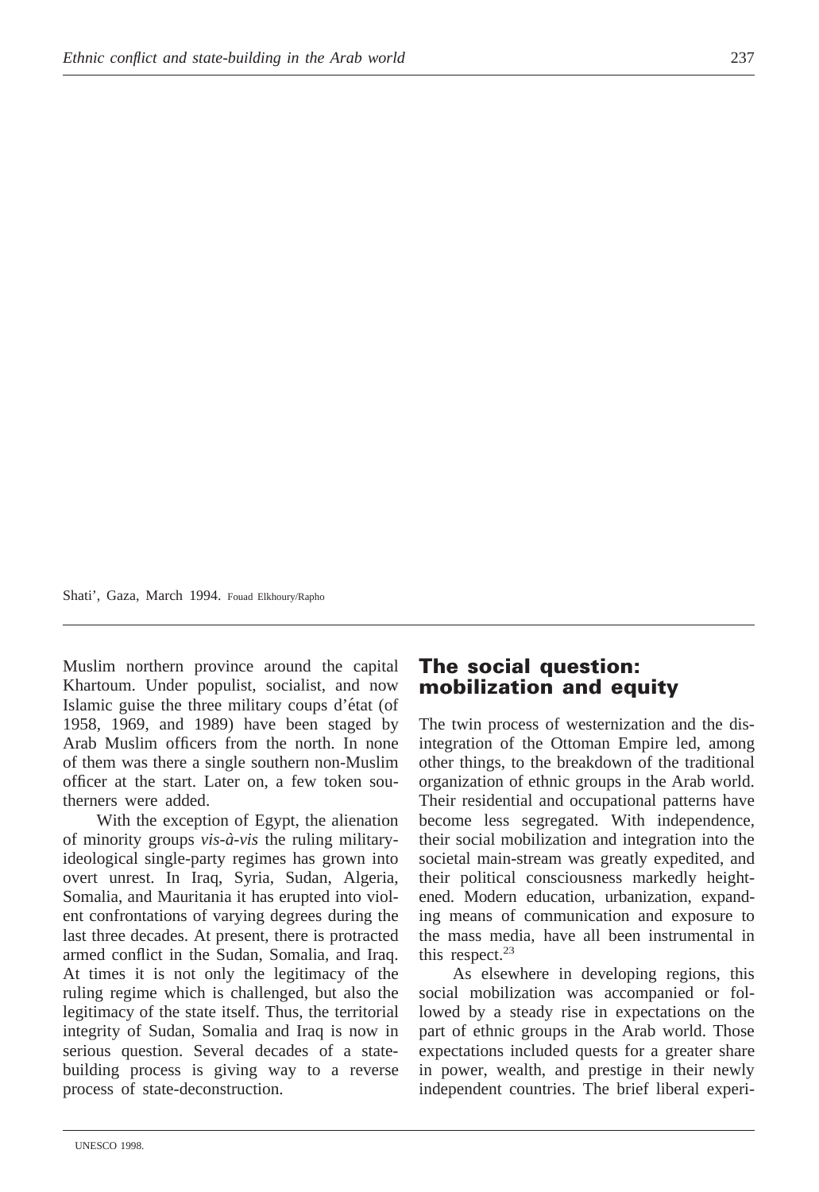Shati', Gaza, March 1994. Fouad Elkhoury/Rapho

Muslim northern province around the capital Khartoum. Under populist, socialist, and now Islamic guise the three military coups d'état (of 1958, 1969, and 1989) have been staged by Arab Muslim officers from the north. In none of them was there a single southern non-Muslim officer at the start. Later on, a few token southerners were added.

With the exception of Egypt, the alienation of minority groups *vis-à-vis* the ruling military-ideological single-party regimes has grown into overt unrest. In Iraq, Syria, Sudan, Algeria, Somalia, and Mauritania it has erupted into violent confrontations of varying degrees during the last three decades. At present, there is protracted armed conflict in the Sudan, Somalia, and Iraq. At times it is not only the legitimacy of the ruling regime which is challenged, but also the legitimacy of the state itself. Thus, the territorial integrity of Sudan, Somalia and Iraq is now in serious question. Several decades of a state-building process is giving way to a reverse process of state-deconstruction.

## The social question: mobilization and equity

The twin process of westernization and the disintegration of the Ottoman Empire led, among other things, to the breakdown of the traditional organization of ethnic groups in the Arab world. Their residential and occupational patterns have become less segregated. With independence, their social mobilization and integration into the societal main-stream was greatly expedited, and their political consciousness markedly heightened. Modern education, urbanization, expanding means of communication and exposure to the mass media, have all been instrumental in this respect.[23]

As elsewhere in developing regions, this social mobilization was accompanied or followed by a steady rise in expectations on the part of ethnic groups in the Arab world. Those expectations included quests for a greater share in power, wealth, and prestige in their newly independent countries. The brief liberal experi-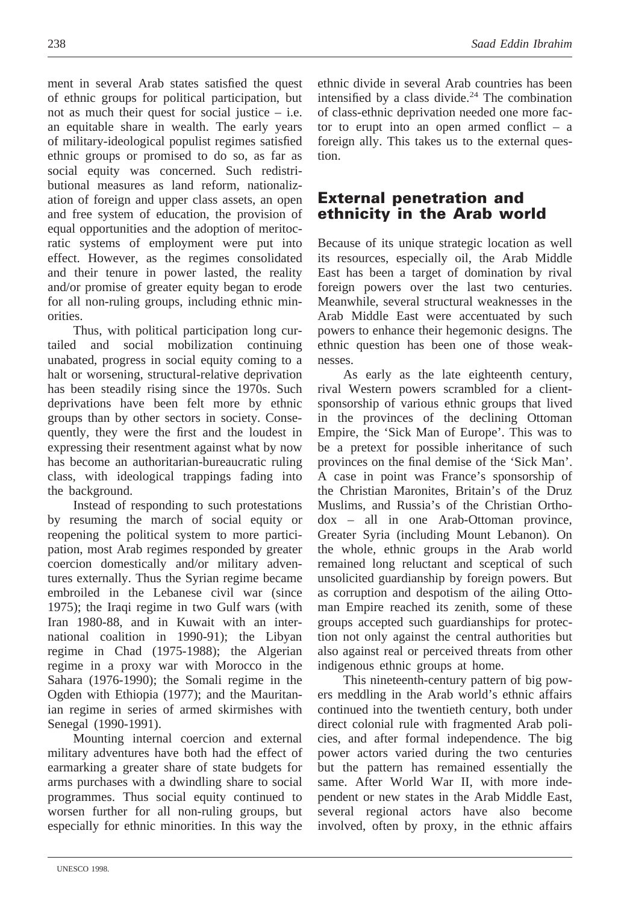ment in several Arab states satisfied the quest of ethnic groups for political participation, but not as much their quest for social justice – i.e. an equitable share in wealth. The early years of military-ideological populist regimes satisfied ethnic groups or promised to do so, as far as social equity was concerned. Such redistributional measures as land reform, nationalization of foreign and upper class assets, an open and free system of education, the provision of equal opportunities and the adoption of meritocratic systems of employment were put into effect. However, as the regimes consolidated and their tenure in power lasted, the reality and/or promise of greater equity began to erode for all non-ruling groups, including ethnic minorities.

Thus, with political participation long curtailed and social mobilization continuing unabated, progress in social equity coming to a halt or worsening, structural-relative deprivation has been steadily rising since the 1970s. Such deprivations have been felt more by ethnic groups than by other sectors in society. Consequently, they were the first and the loudest in expressing their resentment against what by now has become an authoritarian-bureaucratic ruling class, with ideological trappings fading into the background.

Instead of responding to such protestations by resuming the march of social equity or reopening the political system to more participation, most Arab regimes responded by greater coercion domestically and/or military adventures externally. Thus the Syrian regime became embroiled in the Lebanese civil war (since 1975); the Iraqi regime in two Gulf wars (with Iran 1980-88, and in Kuwait with an international coalition in 1990-91); the Libyan regime in Chad (1975-1988); the Algerian regime in a proxy war with Morocco in the Sahara (1976-1990); the Somali regime in the Ogden with Ethiopia (1977); and the Mauritanian regime in series of armed skirmishes with Senegal (1990-1991).

Mounting internal coercion and external military adventures have both had the effect of earmarking a greater share of state budgets for arms purchases with a dwindling share to social programmes. Thus social equity continued to worsen further for all non-ruling groups, but especially for ethnic minorities. In this way the ethnic divide in several Arab countries has been intensified by a class divide.[24] The combination of class-ethnic deprivation needed one more factor to erupt into an open armed conflict – a foreign ally. This takes us to the external question.

## External penetration and ethnicity in the Arab world

Because of its unique strategic location as well its resources, especially oil, the Arab Middle East has been a target of domination by rival foreign powers over the last two centuries. Meanwhile, several structural weaknesses in the Arab Middle East were accentuated by such powers to enhance their hegemonic designs. The ethnic question has been one of those weaknesses.

As early as the late eighteenth century, rival Western powers scrambled for a client-sponsorship of various ethnic groups that lived in the provinces of the declining Ottoman Empire, the 'Sick Man of Europe'. This was to be a pretext for possible inheritance of such provinces on the final demise of the 'Sick Man'. A case in point was France's sponsorship of the Christian Maronites, Britain's of the Druz Muslims, and Russia's of the Christian Orthodox – all in one Arab-Ottoman province, Greater Syria (including Mount Lebanon). On the whole, ethnic groups in the Arab world remained long reluctant and sceptical of such unsolicited guardianship by foreign powers. But as corruption and despotism of the ailing Ottoman Empire reached its zenith, some of these groups accepted such guardianships for protection not only against the central authorities but also against real or perceived threats from other indigenous ethnic groups at home.

This nineteenth-century pattern of big powers meddling in the Arab world's ethnic affairs continued into the twentieth century, both under direct colonial rule with fragmented Arab policies, and after formal independence. The big power actors varied during the two centuries but the pattern has remained essentially the same. After World War II, with more independent or new states in the Arab Middle East, several regional actors have also become involved, often by proxy, in the ethnic affairs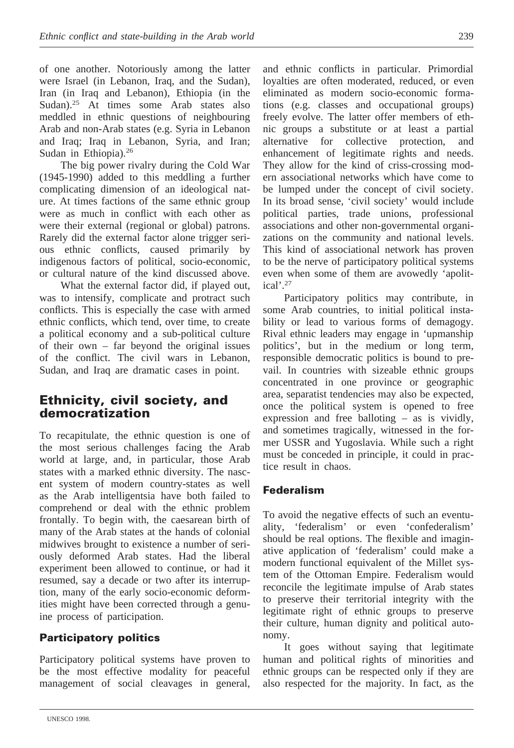of one another. Notoriously among the latter were Israel (in Lebanon, Iraq, and the Sudan), Iran (in Iraq and Lebanon), Ethiopia (in the Sudan).[25] At times some Arab states also meddled in ethnic questions of neighbouring Arab and non-Arab states (e.g. Syria in Lebanon and Iraq; Iraq in Lebanon, Syria, and Iran; Sudan in Ethiopia).[26]

The big power rivalry during the Cold War (1945-1990) added to this meddling a further complicating dimension of an ideological nature. At times factions of the same ethnic group were as much in conflict with each other as were their external (regional or global) patrons. Rarely did the external factor alone trigger serious ethnic conflicts, caused primarily by indigenous factors of political, socio-economic, or cultural nature of the kind discussed above.

What the external factor did, if played out, was to intensify, complicate and protract such conflicts. This is especially the case with armed ethnic conflicts, which tend, over time, to create a political economy and a sub-political culture of their own – far beyond the original issues of the conflict. The civil wars in Lebanon, Sudan, and Iraq are dramatic cases in point.

## Ethnicity, civil society, and democratization

To recapitulate, the ethnic question is one of the most serious challenges facing the Arab world at large, and, in particular, those Arab states with a marked ethnic diversity. The nascent system of modern country-states as well as the Arab intelligentsia have both failed to comprehend or deal with the ethnic problem frontally. To begin with, the caesarean birth of many of the Arab states at the hands of colonial midwives brought to existence a number of seriously deformed Arab states. Had the liberal experiment been allowed to continue, or had it resumed, say a decade or two after its interruption, many of the early socio-economic deformities might have been corrected through a genuine process of participation.

### Participatory politics

Participatory political systems have proven to be the most effective modality for peaceful management of social cleavages in general, and ethnic conflicts in particular. Primordial loyalties are often moderated, reduced, or even eliminated as modern socio-economic formations (e.g. classes and occupational groups) freely evolve. The latter offer members of ethnic groups a substitute or at least a partial alternative for collective protection, and enhancement of legitimate rights and needs. They allow for the kind of criss-crossing modern associational networks which have come to be lumped under the concept of civil society. In its broad sense, 'civil society' would include political parties, trade unions, professional associations and other non-governmental organizations on the community and national levels. This kind of associational network has proven to be the nerve of participatory political systems even when some of them are avowedly 'apolitical'.[27]

Participatory politics may contribute, in some Arab countries, to initial political instability or lead to various forms of demagogy. Rival ethnic leaders may engage in 'upmanship politics', but in the medium or long term, responsible democratic politics is bound to prevail. In countries with sizeable ethnic groups concentrated in one province or geographic area, separatist tendencies may also be expected, once the political system is opened to free expression and free balloting – as is vividly, and sometimes tragically, witnessed in the former USSR and Yugoslavia. While such a right must be conceded in principle, it could in practice result in chaos.

### Federalism

To avoid the negative effects of such an eventuality, 'federalism' or even 'confederalism' should be real options. The flexible and imaginative application of 'federalism' could make a modern functional equivalent of the Millet system of the Ottoman Empire. Federalism would reconcile the legitimate impulse of Arab states to preserve their territorial integrity with the legitimate right of ethnic groups to preserve their culture, human dignity and political autonomy.

It goes without saying that legitimate human and political rights of minorities and ethnic groups can be respected only if they are also respected for the majority. In fact, as the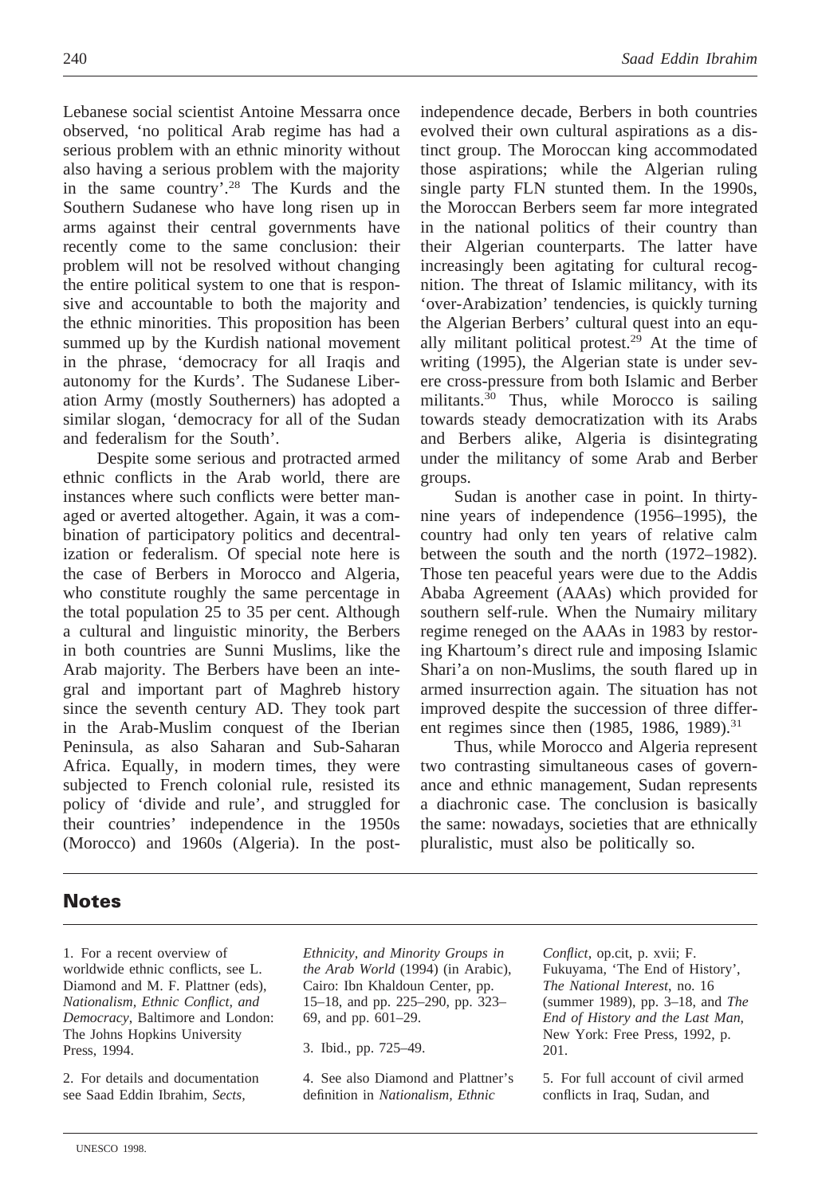Lebanese social scientist Antoine Messarra once observed, 'no political Arab regime has had a serious problem with an ethnic minority without also having a serious problem with the majority in the same country'.[28] The Kurds and the Southern Sudanese who have long risen up in arms against their central governments have recently come to the same conclusion: their problem will not be resolved without changing the entire political system to one that is responsive and accountable to both the majority and the ethnic minorities. This proposition has been summed up by the Kurdish national movement in the phrase, 'democracy for all Iraqis and autonomy for the Kurds'. The Sudanese Liberation Army (mostly Southerners) has adopted a similar slogan, 'democracy for all of the Sudan and federalism for the South'.

Despite some serious and protracted armed ethnic conflicts in the Arab world, there are instances where such conflicts were better managed or averted altogether. Again, it was a combination of participatory politics and decentralization or federalism. Of special note here is the case of Berbers in Morocco and Algeria, who constitute roughly the same percentage in the total population 25 to 35 per cent. Although a cultural and linguistic minority, the Berbers in both countries are Sunni Muslims, like the Arab majority. The Berbers have been an integral and important part of Maghreb history since the seventh century AD. They took part in the Arab-Muslim conquest of the Iberian Peninsula, as also Saharan and Sub-Saharan Africa. Equally, in modern times, they were subjected to French colonial rule, resisted its policy of 'divide and rule', and struggled for their countries' independence in the 1950s (Morocco) and 1960s (Algeria). In the post-independence decade, Berbers in both countries evolved their own cultural aspirations as a distinct group. The Moroccan king accommodated those aspirations; while the Algerian ruling single party FLN stunted them. In the 1990s, the Moroccan Berbers seem far more integrated in the national politics of their country than their Algerian counterparts. The latter have increasingly been agitating for cultural recognition. The threat of Islamic militancy, with its 'over-Arabization' tendencies, is quickly turning the Algerian Berbers' cultural quest into an equally militant political protest.[29] At the time of writing (1995), the Algerian state is under severe cross-pressure from both Islamic and Berber militants.[30] Thus, while Morocco is sailing towards steady democratization with its Arabs and Berbers alike, Algeria is disintegrating under the militancy of some Arab and Berber groups.

Sudan is another case in point. In thirty-nine years of independence (1956–1995), the country had only ten years of relative calm between the south and the north (1972–1982). Those ten peaceful years were due to the Addis Ababa Agreement (AAAs) which provided for southern self-rule. When the Numairy military regime reneged on the AAAs in 1983 by restoring Khartoum's direct rule and imposing Islamic Shari'a on non-Muslims, the south flared up in armed insurrection again. The situation has not improved despite the succession of three different regimes since then (1985, 1986, 1989).[31]

Thus, while Morocco and Algeria represent two contrasting simultaneous cases of governance and ethnic management, Sudan represents a diachronic case. The conclusion is basically the same: nowadays, societies that are ethnically pluralistic, must also be politically so.

## Notes

1. For a recent overview of worldwide ethnic conflicts, see L. Diamond and M. F. Plattner (eds), *Nationalism, Ethnic Conflict, and Democracy*, Baltimore and London: The Johns Hopkins University Press, 1994.

2. For details and documentation see Saad Eddin Ibrahim, *Sects, Ethnicity, and Minority Groups in the Arab World* (1994) (in Arabic), Cairo: Ibn Khaldoun Center, pp. 15–18, and pp. 225–290, pp. 323–69, and pp. 601–29.

3. Ibid., pp. 725–49.

4. See also Diamond and Plattner's definition in *Nationalism, Ethnic Conflict*, op.cit, p. xvii; F. Fukuyama, 'The End of History', *The National Interest*, no. 16 (summer 1989), pp. 3–18, and *The End of History and the Last Man*, New York: Free Press, 1992, p. 201.

5. For full account of civil armed conflicts in Iraq, Sudan, and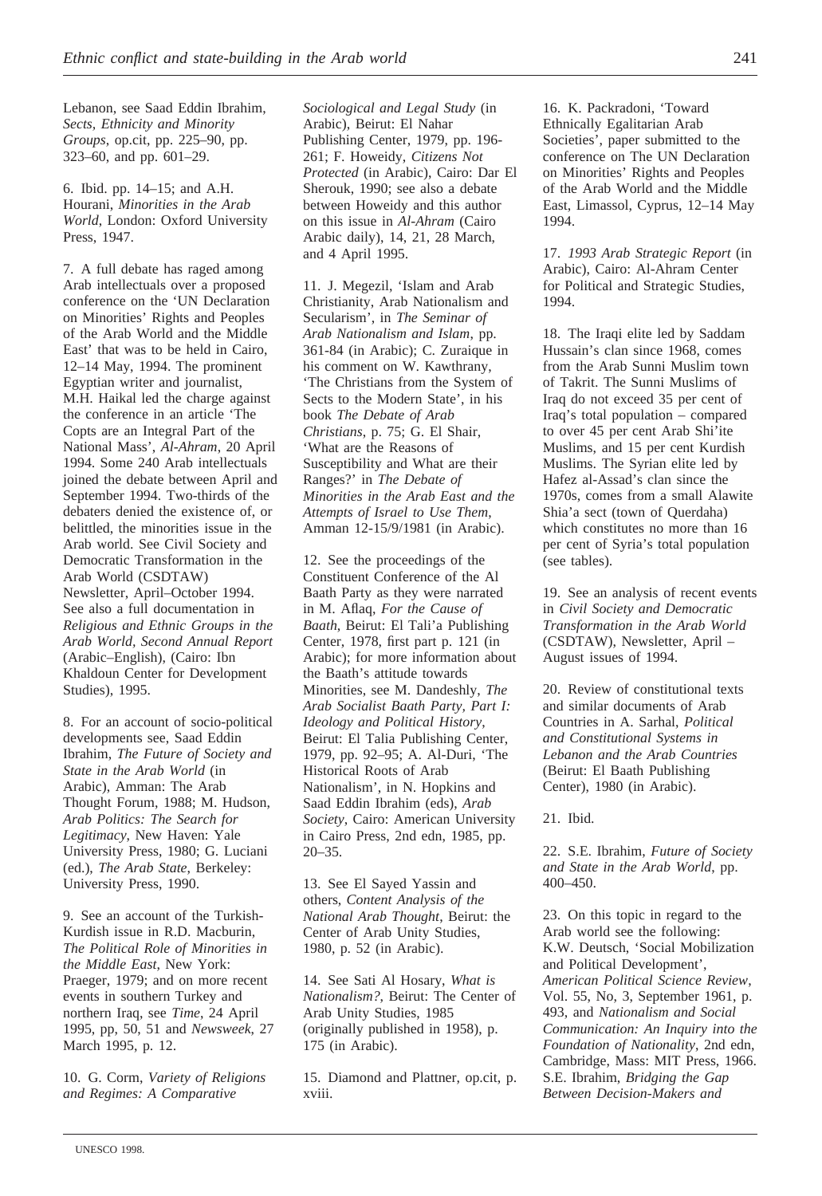Lebanon, see Saad Eddin Ibrahim, *Sects, Ethnicity and Minority Groups*, op.cit, pp. 225–90, pp. 323–60, and pp. 601–29.

6. Ibid. pp. 14–15; and A.H. Hourani, *Minorities in the Arab World*, London: Oxford University Press, 1947.

7. A full debate has raged among Arab intellectuals over a proposed conference on the 'UN Declaration on Minorities' Rights and Peoples of the Arab World and the Middle East' that was to be held in Cairo, 12–14 May, 1994. The prominent Egyptian writer and journalist, M.H. Haikal led the charge against the conference in an article 'The Copts are an Integral Part of the National Mass', *Al-Ahram*, 20 April 1994. Some 240 Arab intellectuals joined the debate between April and September 1994. Two-thirds of the debaters denied the existence of, or belittled, the minorities issue in the Arab world. See Civil Society and Democratic Transformation in the Arab World (CSDTAW) Newsletter, April–October 1994. See also a full documentation in *Religious and Ethnic Groups in the Arab World, Second Annual Report* (Arabic–English), (Cairo: Ibn Khaldoun Center for Development Studies), 1995.

8. For an account of socio-political developments see, Saad Eddin Ibrahim, *The Future of Society and State in the Arab World* (in Arabic), Amman: The Arab Thought Forum, 1988; M. Hudson, *Arab Politics: The Search for Legitimacy*, New Haven: Yale University Press, 1980; G. Luciani (ed.), *The Arab State*, Berkeley: University Press, 1990.

9. See an account of the Turkish-Kurdish issue in R.D. Macburin, *The Political Role of Minorities in the Middle East*, New York: Praeger, 1979; and on more recent events in southern Turkey and northern Iraq, see *Time*, 24 April 1995, pp, 50, 51 and *Newsweek*, 27 March 1995, p. 12.

10. G. Corm, *Variety of Religions and Regimes: A Comparative Sociological and Legal Study* (in Arabic), Beirut: El Nahar Publishing Center, 1979, pp. 196-261; F. Howeidy, *Citizens Not Protected* (in Arabic), Cairo: Dar El Sherouk, 1990; see also a debate between Howeidy and this author on this issue in *Al-Ahram* (Cairo Arabic daily), 14, 21, 28 March, and 4 April 1995.

11. J. Megezil, 'Islam and Arab Christianity, Arab Nationalism and Secularism', in *The Seminar of Arab Nationalism and Islam*, pp. 361-84 (in Arabic); C. Zuraique in his comment on W. Kawthrany, 'The Christians from the System of Sects to the Modern State', in his book *The Debate of Arab Christians*, p. 75; G. El Shair, 'What are the Reasons of Susceptibility and What are their Ranges?' in *The Debate of Minorities in the Arab East and the Attempts of Israel to Use Them*, Amman 12-15/9/1981 (in Arabic).

12. See the proceedings of the Constituent Conference of the Al Baath Party as they were narrated in M. Aflaq, *For the Cause of Baath*, Beirut: El Tali'a Publishing Center, 1978, first part p. 121 (in Arabic); for more information about the Baath's attitude towards Minorities, see M. Dandeshly, *The Arab Socialist Baath Party, Part I: Ideology and Political History*, Beirut: El Talia Publishing Center, 1979, pp. 92–95; A. Al-Duri, 'The Historical Roots of Arab Nationalism', in N. Hopkins and Saad Eddin Ibrahim (eds), *Arab Society*, Cairo: American University in Cairo Press, 2nd edn, 1985, pp. 20–35.

13. See El Sayed Yassin and others, *Content Analysis of the National Arab Thought*, Beirut: the Center of Arab Unity Studies, 1980, p. 52 (in Arabic).

14. See Sati Al Hosary, *What is Nationalism?*, Beirut: The Center of Arab Unity Studies, 1985 (originally published in 1958), p. 175 (in Arabic).

15. Diamond and Plattner, op.cit, p. xviii.

16. K. Packradoni, 'Toward Ethnically Egalitarian Arab Societies', paper submitted to the conference on The UN Declaration on Minorities' Rights and Peoples of the Arab World and the Middle East, Limassol, Cyprus, 12–14 May 1994.

17. *1993 Arab Strategic Report* (in Arabic), Cairo: Al-Ahram Center for Political and Strategic Studies, 1994.

18. The Iraqi elite led by Saddam Hussain's clan since 1968, comes from the Arab Sunni Muslim town of Takrit. The Sunni Muslims of Iraq do not exceed 35 per cent of Iraq's total population – compared to over 45 per cent Arab Shi'ite Muslims, and 15 per cent Kurdish Muslims. The Syrian elite led by Hafez al-Assad's clan since the 1970s, comes from a small Alawite Shia'a sect (town of Querdaha) which constitutes no more than 16 per cent of Syria's total population (see tables).

19. See an analysis of recent events in *Civil Society and Democratic Transformation in the Arab World* (CSDTAW), Newsletter, April – August issues of 1994.

20. Review of constitutional texts and similar documents of Arab Countries in A. Sarhal, *Political and Constitutional Systems in Lebanon and the Arab Countries* (Beirut: El Baath Publishing Center), 1980 (in Arabic).

21. Ibid.

22. S.E. Ibrahim, *Future of Society and State in the Arab World*, pp. 400–450.

23. On this topic in regard to the Arab world see the following: K.W. Deutsch, 'Social Mobilization and Political Development', *American Political Science Review*, Vol. 55, No, 3, September 1961, p. 493, and *Nationalism and Social Communication: An Inquiry into the Foundation of Nationality*, 2nd edn, Cambridge, Mass: MIT Press, 1966. S.E. Ibrahim, *Bridging the Gap Between Decision-Makers and*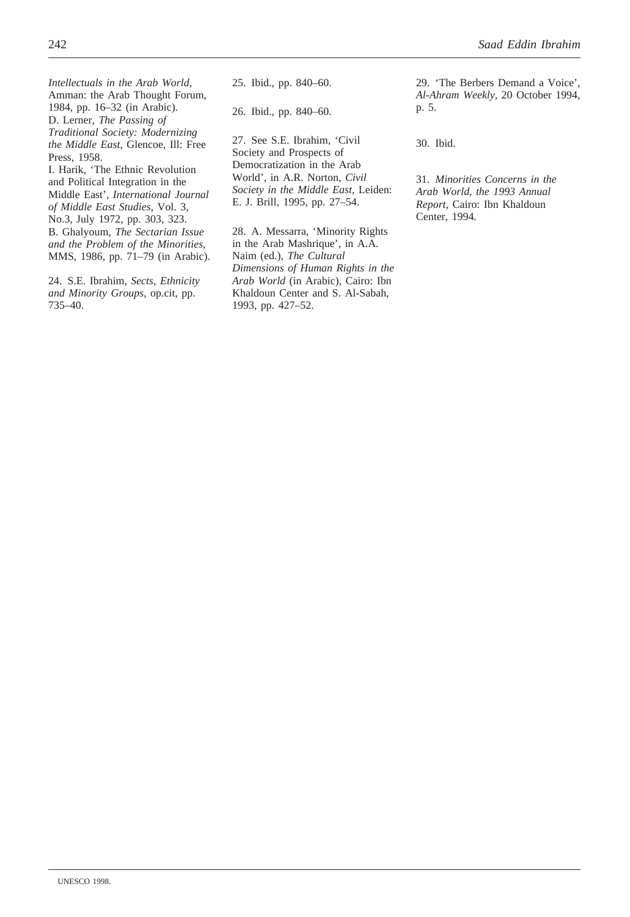*Intellectuals in the Arab World*, Amman: the Arab Thought Forum, 1984, pp. 16–32 (in Arabic).
D. Lerner, *The Passing of Traditional Society: Modernizing the Middle East*, Glencoe, Ill: Free Press, 1958.
I. Harik, 'The Ethnic Revolution and Political Integration in the Middle East', *International Journal of Middle East Studies*, Vol. 3, No.3, July 1972, pp. 303, 323.
B. Ghalyoum, *The Sectarian Issue and the Problem of the Minorities*, MMS, 1986, pp. 71–79 (in Arabic).

24. S.E. Ibrahim, *Sects, Ethnicity and Minority Groups*, op.cit, pp. 735–40.

25. Ibid., pp. 840–60.

26. Ibid., pp. 840–60.

27. See S.E. Ibrahim, 'Civil Society and Prospects of Democratization in the Arab World', in A.R. Norton, *Civil Society in the Middle East*, Leiden: E. J. Brill, 1995, pp. 27–54.

28. A. Messarra, 'Minority Rights in the Arab Mashrique', in A.A. Naim (ed.), *The Cultural Dimensions of Human Rights in the Arab World* (in Arabic), Cairo: Ibn Khaldoun Center and S. Al-Sabah, 1993, pp. 427–52.

29. 'The Berbers Demand a Voice', *Al-Ahram Weekly*, 20 October 1994, p. 5.

30. Ibid.

31. *Minorities Concerns in the Arab World, the 1993 Annual Report*, Cairo: Ibn Khaldoun Center, 1994.